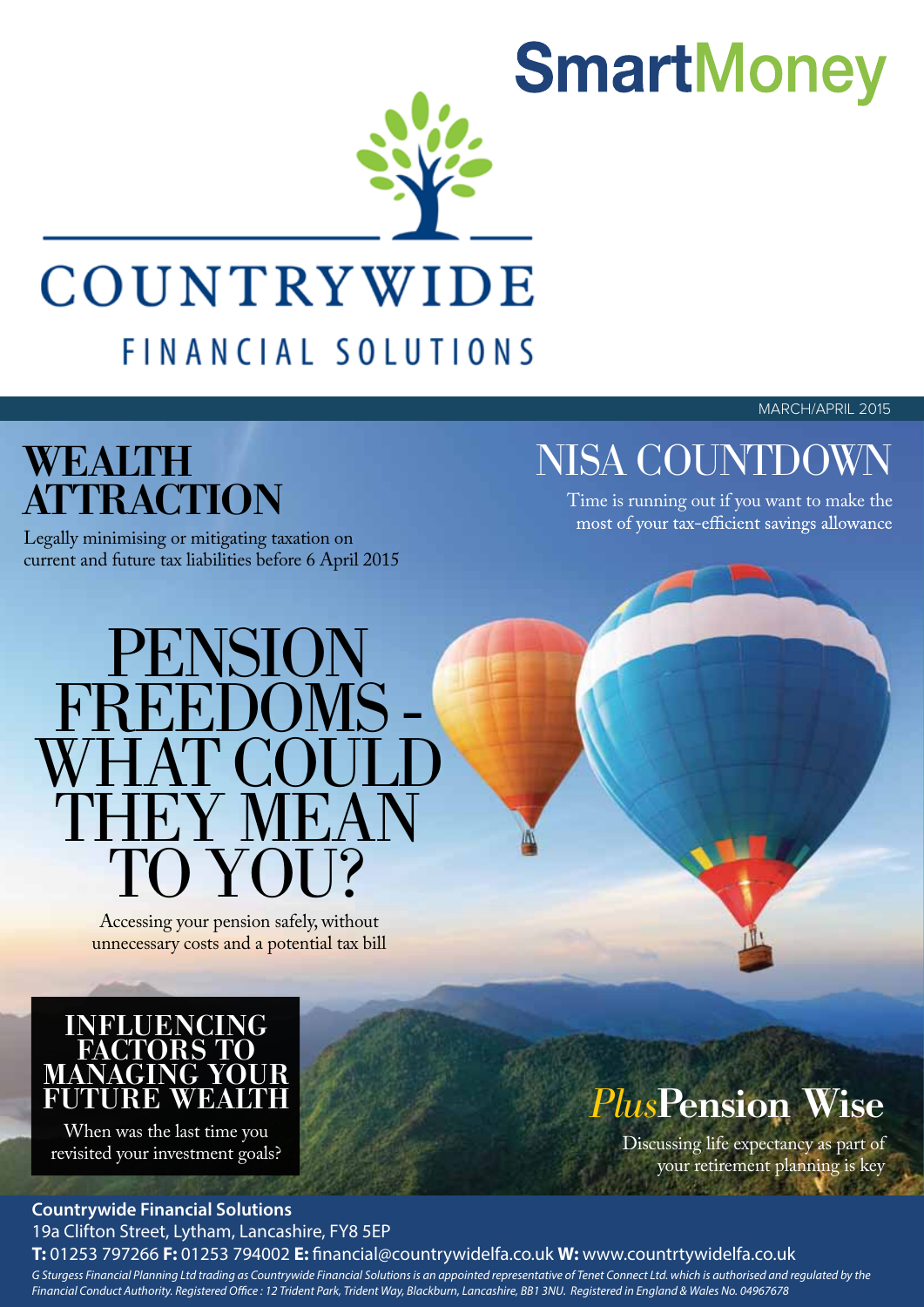# SmartMoney

COUNTRYWIDE

FINANCIAL SOLUTIONS

MARCH/APRIL 2015

## WEALTH ATTRACTION

Legally minimising or mitigating taxation on current and future tax liabilities before 6 April 2015

## NISA COUNTDOWN

Time is running out if you want to make the most of your tax-efficient savings allowance

# PENSION FREEDOMS - WHAT COULD THEY MEAN TO YOU?

Accessing your pension safely, without unnecessary costs and a potential tax bill

## INFLUENCING FACTORS TO MANAGING YOUR FUTURE WEALTH

When was the last time you revisited your investment goals?

## *Plus* Pension Wise

Discussing life expectancy as part of your retirement planning is key

**Countrywide Financial Solutions**
19a Clifton Street, Lytham, Lancashire, FY8 5EP
**T:** 01253 797266 **F:** 01253 794002 **E:** financial@countrywidelfa.co.uk **W:** www.countrtywidelfa.co.uk

*G Sturgess Financial Planning Ltd trading as Countrywide Financial Solutions is an appointed representative of Tenet Connect Ltd. which is authorised and regulated by the Financial Conduct Authority. Registered Office : 12 Trident Park, Trident Way, Blackburn, Lancashire, BB1 3NU. Registered in England & Wales No. 04967678*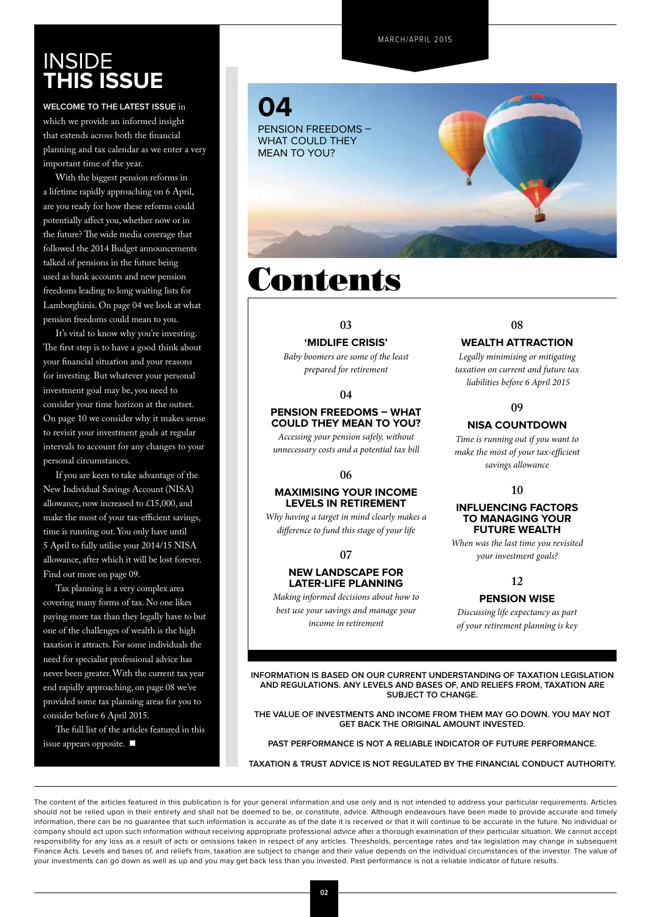# INSIDE THIS ISSUE

**WELCOME TO THE LATEST ISSUE** in which we provide an informed insight that extends across both the financial planning and tax calendar as we enter a very important time of the year.

With the biggest pension reforms in a lifetime rapidly approaching on 6 April, are you ready for how these reforms could potentially affect you, whether now or in the future? The wide media coverage that followed the 2014 Budget announcements talked of pensions in the future being used as bank accounts and new pension freedoms leading to long waiting lists for Lamborghinis. On page 04 we look at what pension freedoms could mean to you.

It's vital to know why you're investing. The first step is to have a good think about your financial situation and your reasons for investing. But whatever your personal investment goal may be, you need to consider your time horizon at the outset. On page 10 we consider why it makes sense to revisit your investment goals at regular intervals to account for any changes to your personal circumstances.

If you are keen to take advantage of the New Individual Savings Account (NISA) allowance, now increased to £15,000, and make the most of your tax-efficient savings, time is running out. You only have until 5 April to fully utilise your 2014/15 NISA allowance, after which it will be lost forever. Find out more on page 09.

Tax planning is a very complex area covering many forms of tax. No one likes paying more tax than they legally have to but one of the challenges of wealth is the high taxation it attracts. For some individuals the need for specialist professional advice has never been greater. With the current tax year end rapidly approaching, on page 08 we've provided some tax planning areas for you to consider before 6 April 2015.

The full list of the articles featured in this issue appears opposite. ■

MARCH/APRIL 2015

**04**
PENSION FREEDOMS – WHAT COULD THEY MEAN TO YOU?

# Contents

**03**
### 'MIDLIFE CRISIS'
*Baby boomers are some of the least prepared for retirement*

**04**
### PENSION FREEDOMS – WHAT COULD THEY MEAN TO YOU?
*Accessing your pension safely, without unnecessary costs and a potential tax bill*

**06**
### MAXIMISING YOUR INCOME LEVELS IN RETIREMENT
*Why having a target in mind clearly makes a difference to fund this stage of your life*

**07**
### NEW LANDSCAPE FOR LATER-LIFE PLANNING
*Making informed decisions about how to best use your savings and manage your income in retirement*

**08**
### WEALTH ATTRACTION
*Legally minimising or mitigating taxation on current and future tax liabilities before 6 April 2015*

**09**
### NISA COUNTDOWN
*Time is running out if you want to make the most of your tax-efficient savings allowance*

**10**
### INFLUENCING FACTORS TO MANAGING YOUR FUTURE WEALTH
*When was the last time you revisited your investment goals?*

**12**
### PENSION WISE
*Discussing life expectancy as part of your retirement planning is key*

**INFORMATION IS BASED ON OUR CURRENT UNDERSTANDING OF TAXATION LEGISLATION AND REGULATIONS. ANY LEVELS AND BASES OF, AND RELIEFS FROM, TAXATION ARE SUBJECT TO CHANGE.**

**THE VALUE OF INVESTMENTS AND INCOME FROM THEM MAY GO DOWN. YOU MAY NOT GET BACK THE ORIGINAL AMOUNT INVESTED.**

**PAST PERFORMANCE IS NOT A RELIABLE INDICATOR OF FUTURE PERFORMANCE.**

**TAXATION & TRUST ADVICE IS NOT REGULATED BY THE FINANCIAL CONDUCT AUTHORITY.**

The content of the articles featured in this publication is for your general information and use only and is not intended to address your particular requirements. Articles should not be relied upon in their entirety and shall not be deemed to be, or constitute, advice. Although endeavours have been made to provide accurate and timely information, there can be no guarantee that such information is accurate as of the date it is received or that it will continue to be accurate in the future. No individual or company should act upon such information without receiving appropriate professional advice after a thorough examination of their particular situation. We cannot accept responsibility for any loss as a result of acts or omissions taken in respect of any articles. Thresholds, percentage rates and tax legislation may change in subsequent Finance Acts. Levels and bases of, and reliefs from, taxation are subject to change and their value depends on the individual circumstances of the investor. The value of your investments can go down as well as up and you may get back less than you invested. Past performance is not a reliable indicator of future results.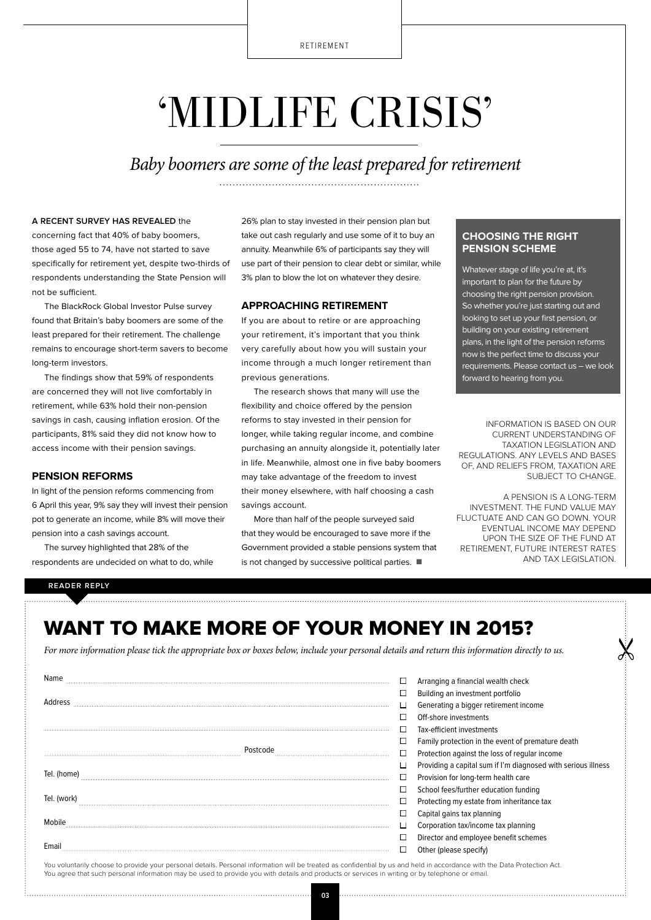# 'MIDLIFE CRISIS'

*Baby boomers are some of the least prepared for retirement*

**A RECENT SURVEY HAS REVEALED** the concerning fact that 40% of baby boomers, those aged 55 to 74, have not started to save specifically for retirement yet, despite two-thirds of respondents understanding the State Pension will not be sufficient.

The BlackRock Global Investor Pulse survey found that Britain's baby boomers are some of the least prepared for their retirement. The challenge remains to encourage short-term savers to become long-term investors.

The findings show that 59% of respondents are concerned they will not live comfortably in retirement, while 63% hold their non-pension savings in cash, causing inflation erosion. Of the participants, 81% said they did not know how to access income with their pension savings.

## PENSION REFORMS

In light of the pension reforms commencing from 6 April this year, 9% say they will invest their pension pot to generate an income, while 8% will move their pension into a cash savings account.

The survey highlighted that 28% of the respondents are undecided on what to do, while 26% plan to stay invested in their pension plan but take out cash regularly and use some of it to buy an annuity. Meanwhile 6% of participants say they will use part of their pension to clear debt or similar, while 3% plan to blow the lot on whatever they desire.

## APPROACHING RETIREMENT

If you are about to retire or are approaching your retirement, it's important that you think very carefully about how you will sustain your income through a much longer retirement than previous generations.

The research shows that many will use the flexibility and choice offered by the pension reforms to stay invested in their pension for longer, while taking regular income, and combine purchasing an annuity alongside it, potentially later in life. Meanwhile, almost one in five baby boomers may take advantage of the freedom to invest their money elsewhere, with half choosing a cash savings account.

More than half of the people surveyed said that they would be encouraged to save more if the Government provided a stable pensions system that is not changed by successive political parties. ■

### CHOOSING THE RIGHT PENSION SCHEME

Whatever stage of life you're at, it's important to plan for the future by choosing the right pension provision. So whether you're just starting out and looking to set up your first pension, or building on your existing retirement plans, in the light of the pension reforms now is the perfect time to discuss your requirements. Please contact us – we look forward to hearing from you.

INFORMATION IS BASED ON OUR CURRENT UNDERSTANDING OF TAXATION LEGISLATION AND REGULATIONS. ANY LEVELS AND BASES OF, AND RELIEFS FROM, TAXATION ARE SUBJECT TO CHANGE.

A PENSION IS A LONG-TERM INVESTMENT. THE FUND VALUE MAY FLUCTUATE AND CAN GO DOWN. YOUR EVENTUAL INCOME MAY DEPEND UPON THE SIZE OF THE FUND AT RETIREMENT, FUTURE INTEREST RATES AND TAX LEGISLATION.

READER REPLY

## WANT TO MAKE MORE OF YOUR MONEY IN 2015?

*For more information please tick the appropriate box or boxes below, include your personal details and return this information directly to us.*

Name ..................................................

Address ..................................................

..................................................

.................................................. Postcode ....................

Tel. (home) ..................................................

Tel. (work) ..................................................

Mobile ..................................................

Email ..................................................

- ☐ Arranging a financial wealth check
- ☐ Building an investment portfolio
- ☐ Generating a bigger retirement income
- ☐ Off-shore investments
- ☐ Tax-efficient investments
- ☐ Family protection in the event of premature death
- ☐ Protection against the loss of regular income
- ☐ Providing a capital sum if I'm diagnosed with serious illness
- ☐ Provision for long-term health care
- ☐ School fees/further education funding
- ☐ Protecting my estate from inheritance tax
- ☐ Capital gains tax planning
- ☐ Corporation tax/income tax planning
- ☐ Director and employee benefit schemes
- ☐ Other (please specify)

You voluntarily choose to provide your personal details. Personal information will be treated as confidential by us and held in accordance with the Data Protection Act. You agree that such personal information may be used to provide you with details and products or services in writing or by telephone or email.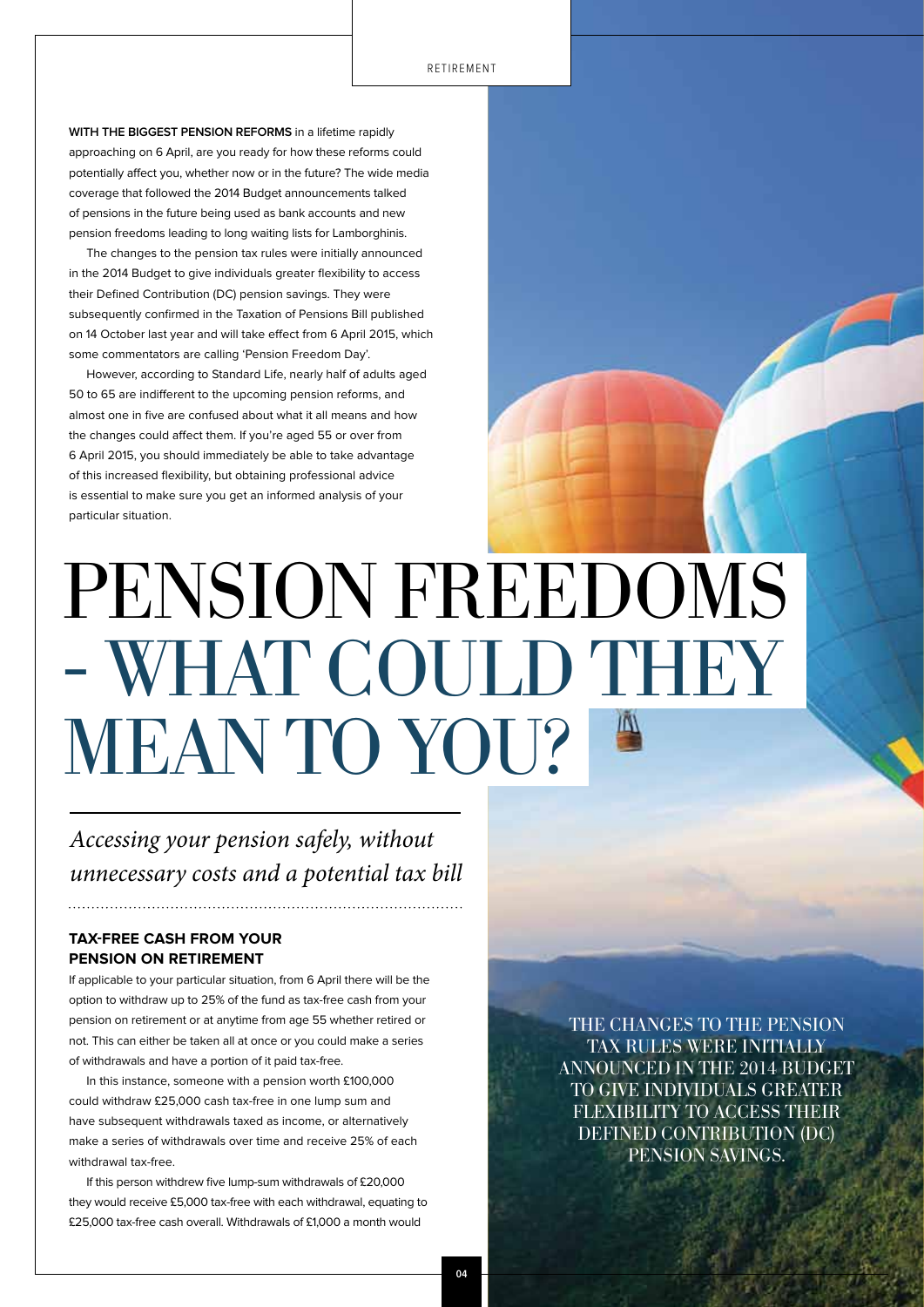**WITH THE BIGGEST PENSION REFORMS** in a lifetime rapidly approaching on 6 April, are you ready for how these reforms could potentially affect you, whether now or in the future? The wide media coverage that followed the 2014 Budget announcements talked of pensions in the future being used as bank accounts and new pension freedoms leading to long waiting lists for Lamborghinis.

The changes to the pension tax rules were initially announced in the 2014 Budget to give individuals greater flexibility to access their Defined Contribution (DC) pension savings. They were subsequently confirmed in the Taxation of Pensions Bill published on 14 October last year and will take effect from 6 April 2015, which some commentators are calling 'Pension Freedom Day'.

However, according to Standard Life, nearly half of adults aged 50 to 65 are indifferent to the upcoming pension reforms, and almost one in five are confused about what it all means and how the changes could affect them. If you're aged 55 or over from 6 April 2015, you should immediately be able to take advantage of this increased flexibility, but obtaining professional advice is essential to make sure you get an informed analysis of your particular situation.

# PENSION FREEDOMS - WHAT COULD THEY MEAN TO YOU?

*Accessing your pension safely, without unnecessary costs and a potential tax bill*

### TAX-FREE CASH FROM YOUR PENSION ON RETIREMENT

If applicable to your particular situation, from 6 April there will be the option to withdraw up to 25% of the fund as tax-free cash from your pension on retirement or at anytime from age 55 whether retired or not. This can either be taken all at once or you could make a series of withdrawals and have a portion of it paid tax-free.

In this instance, someone with a pension worth £100,000 could withdraw £25,000 cash tax-free in one lump sum and have subsequent withdrawals taxed as income, or alternatively make a series of withdrawals over time and receive 25% of each withdrawal tax-free.

If this person withdrew five lump-sum withdrawals of £20,000 they would receive £5,000 tax-free with each withdrawal, equating to £25,000 tax-free cash overall. Withdrawals of £1,000 a month would

THE CHANGES TO THE PENSION TAX RULES WERE INITIALLY ANNOUNCED IN THE 2014 BUDGET TO GIVE INDIVIDUALS GREATER FLEXIBILITY TO ACCESS THEIR DEFINED CONTRIBUTION (DC) PENSION SAVINGS.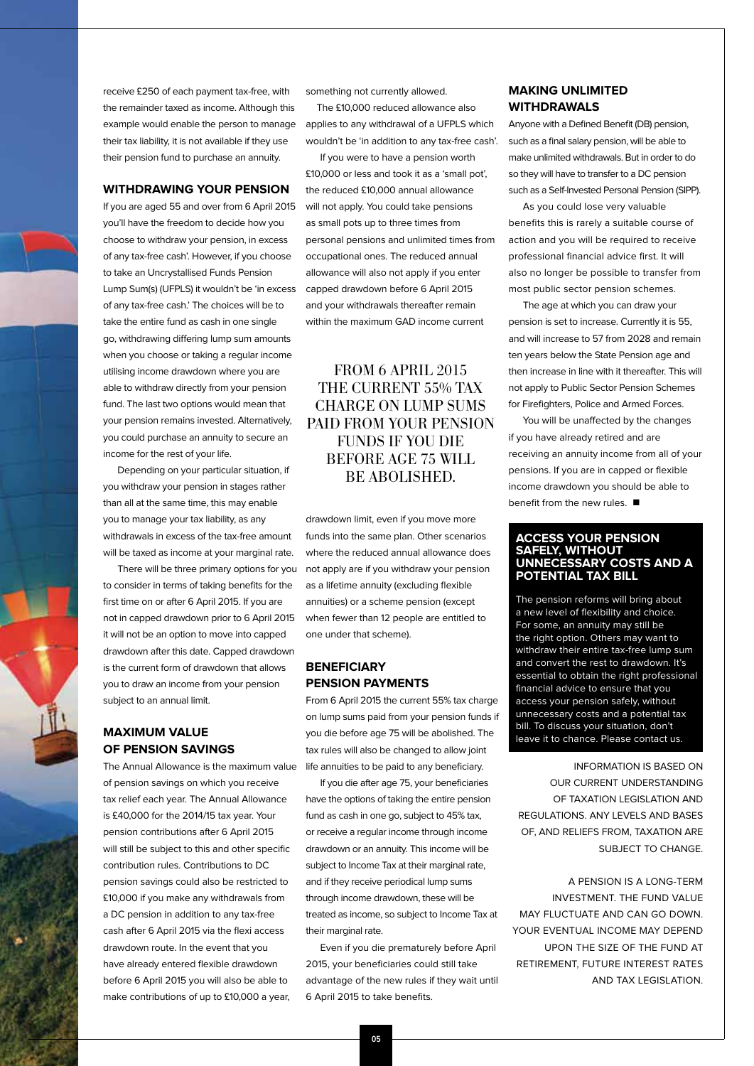receive £250 of each payment tax-free, with the remainder taxed as income. Although this example would enable the person to manage their tax liability, it is not available if they use their pension fund to purchase an annuity.

## WITHDRAWING YOUR PENSION

If you are aged 55 and over from 6 April 2015 you'll have the freedom to decide how you choose to withdraw your pension, in excess of any tax-free cash'. However, if you choose to take an Uncrystallised Funds Pension Lump Sum(s) (UFPLS) it wouldn't be 'in excess of any tax-free cash.' The choices will be to take the entire fund as cash in one single go, withdrawing differing lump sum amounts when you choose or taking a regular income utilising income drawdown where you are able to withdraw directly from your pension fund. The last two options would mean that your pension remains invested. Alternatively, you could purchase an annuity to secure an income for the rest of your life.

Depending on your particular situation, if you withdraw your pension in stages rather than all at the same time, this may enable you to manage your tax liability, as any withdrawals in excess of the tax-free amount will be taxed as income at your marginal rate.

There will be three primary options for you to consider in terms of taking benefits for the first time on or after 6 April 2015. If you are not in capped drawdown prior to 6 April 2015 it will not be an option to move into capped drawdown after this date. Capped drawdown is the current form of drawdown that allows you to draw an income from your pension subject to an annual limit.

## MAXIMUM VALUE OF PENSION SAVINGS

The Annual Allowance is the maximum value of pension savings on which you receive tax relief each year. The Annual Allowance is £40,000 for the 2014/15 tax year. Your pension contributions after 6 April 2015 will still be subject to this and other specific contribution rules. Contributions to DC pension savings could also be restricted to £10,000 if you make any withdrawals from a DC pension in addition to any tax-free cash after 6 April 2015 via the flexi access drawdown route. In the event that you have already entered flexible drawdown before 6 April 2015 you will also be able to make contributions of up to £10,000 a year, something not currently allowed.

The £10,000 reduced allowance also applies to any withdrawal of a UFPLS which wouldn't be 'in addition to any tax-free cash'.

If you were to have a pension worth £10,000 or less and took it as a 'small pot', the reduced £10,000 annual allowance will not apply. You could take pensions as small pots up to three times from personal pensions and unlimited times from occupational ones. The reduced annual allowance will also not apply if you enter capped drawdown before 6 April 2015 and your withdrawals thereafter remain within the maximum GAD income current drawdown limit, even if you move more funds into the same plan. Other scenarios where the reduced annual allowance does not apply are if you withdraw your pension as a lifetime annuity (excluding flexible annuities) or a scheme pension (except when fewer than 12 people are entitled to one under that scheme).

> FROM 6 APRIL 2015 THE CURRENT 55% TAX CHARGE ON LUMP SUMS PAID FROM YOUR PENSION FUNDS IF YOU DIE BEFORE AGE 75 WILL BE ABOLISHED.

## BENEFICIARY PENSION PAYMENTS

From 6 April 2015 the current 55% tax charge on lump sums paid from your pension funds if you die before age 75 will be abolished. The tax rules will also be changed to allow joint life annuities to be paid to any beneficiary.

If you die after age 75, your beneficiaries have the options of taking the entire pension fund as cash in one go, subject to 45% tax, or receive a regular income through income drawdown or an annuity. This income will be subject to Income Tax at their marginal rate, and if they receive periodical lump sums through income drawdown, these will be treated as income, so subject to Income Tax at their marginal rate.

Even if you die prematurely before April 2015, your beneficiaries could still take advantage of the new rules if they wait until 6 April 2015 to take benefits.

## MAKING UNLIMITED WITHDRAWALS

Anyone with a Defined Benefit (DB) pension, such as a final salary pension, will be able to make unlimited withdrawals. But in order to do so they will have to transfer to a DC pension such as a Self-Invested Personal Pension (SIPP).

As you could lose very valuable benefits this is rarely a suitable course of action and you will be required to receive professional financial advice first. It will also no longer be possible to transfer from most public sector pension schemes.

The age at which you can draw your pension is set to increase. Currently it is 55, and will increase to 57 from 2028 and remain ten years below the State Pension age and then increase in line with it thereafter. This will not apply to Public Sector Pension Schemes for Firefighters, Police and Armed Forces.

You will be unaffected by the changes if you have already retired and are receiving an annuity income from all of your pensions. If you are in capped or flexible income drawdown you should be able to benefit from the new rules. ■

### ACCESS YOUR PENSION SAFELY, WITHOUT UNNECESSARY COSTS AND A POTENTIAL TAX BILL

The pension reforms will bring about a new level of flexibility and choice. For some, an annuity may still be the right option. Others may want to withdraw their entire tax-free lump sum and convert the rest to drawdown. It's essential to obtain the right professional financial advice to ensure that you access your pension safely, without unnecessary costs and a potential tax bill. To discuss your situation, don't leave it to chance. Please contact us.

INFORMATION IS BASED ON OUR CURRENT UNDERSTANDING OF TAXATION LEGISLATION AND REGULATIONS. ANY LEVELS AND BASES OF, AND RELIEFS FROM, TAXATION ARE SUBJECT TO CHANGE.

A PENSION IS A LONG-TERM INVESTMENT. THE FUND VALUE MAY FLUCTUATE AND CAN GO DOWN. YOUR EVENTUAL INCOME MAY DEPEND UPON THE SIZE OF THE FUND AT RETIREMENT, FUTURE INTEREST RATES AND TAX LEGISLATION.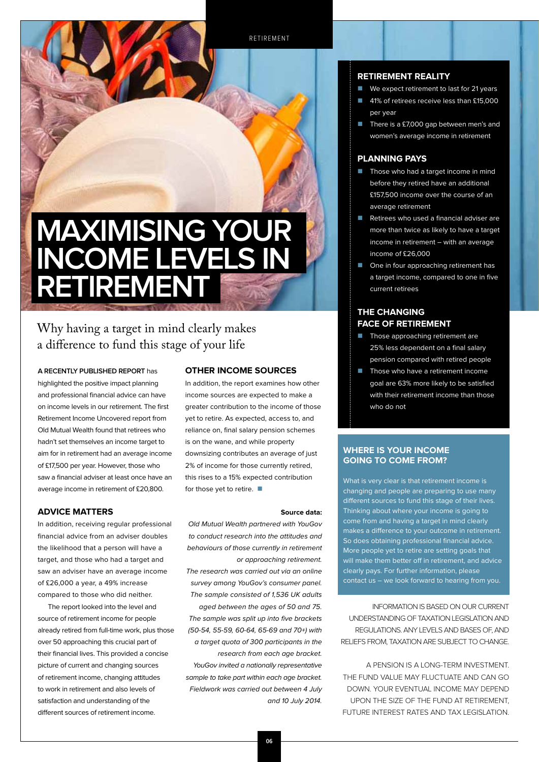# MAXIMISING YOUR INCOME LEVELS IN RETIREMENT

## Why having a target in mind clearly makes a difference to fund this stage of your life

**A RECENTLY PUBLISHED REPORT** has highlighted the positive impact planning and professional financial advice can have on income levels in our retirement. The first Retirement Income Uncovered report from Old Mutual Wealth found that retirees who hadn't set themselves an income target to aim for in retirement had an average income of £17,500 per year. However, those who saw a financial adviser at least once have an average income in retirement of £20,800.

### ADVICE MATTERS

In addition, receiving regular professional financial advice from an adviser doubles the likelihood that a person will have a target, and those who had a target and saw an adviser have an average income of £26,000 a year, a 49% increase compared to those who did neither.

The report looked into the level and source of retirement income for people already retired from full-time work, plus those over 50 approaching this crucial part of their financial lives. This provided a concise picture of current and changing sources of retirement income, changing attitudes to work in retirement and also levels of satisfaction and understanding of the different sources of retirement income.

### OTHER INCOME SOURCES

In addition, the report examines how other income sources are expected to make a greater contribution to the income of those yet to retire. As expected, access to, and reliance on, final salary pension schemes is on the wane, and while property downsizing contributes an average of just 2% of income for those currently retired, this rises to a 15% expected contribution for those yet to retire.

**Source data:**

*Old Mutual Wealth partnered with YouGov to conduct research into the attitudes and behaviours of those currently in retirement or approaching retirement. The research was carried out via an online survey among YouGov's consumer panel. The sample consisted of 1,536 UK adults aged between the ages of 50 and 75. The sample was split up into five brackets (50-54, 55-59, 60-64, 65-69 and 70+) with a target quota of 300 participants in the research from each age bracket. YouGov invited a nationally representative sample to take part within each age bracket. Fieldwork was carried out between 4 July and 10 July 2014.*

### RETIREMENT REALITY

- We expect retirement to last for 21 years
- 41% of retirees receive less than £15,000 per year
- There is a £7,000 gap between men's and women's average income in retirement

### PLANNING PAYS

- Those who had a target income in mind before they retired have an additional £157,500 income over the course of an average retirement
- Retirees who used a financial adviser are more than twice as likely to have a target income in retirement – with an average income of £26,000
- One in four approaching retirement has a target income, compared to one in five current retirees

### THE CHANGING FACE OF RETIREMENT

- Those approaching retirement are 25% less dependent on a final salary pension compared with retired people
- Those who have a retirement income goal are 63% more likely to be satisfied with their retirement income than those who do not

### WHERE IS YOUR INCOME GOING TO COME FROM?

What is very clear is that retirement income is changing and people are preparing to use many different sources to fund this stage of their lives. Thinking about where your income is going to come from and having a target in mind clearly makes a difference to your outcome in retirement. So does obtaining professional financial advice. More people yet to retire are setting goals that will make them better off in retirement, and advice clearly pays. For further information, please contact us – we look forward to hearing from you.

INFORMATION IS BASED ON OUR CURRENT UNDERSTANDING OF TAXATION LEGISLATION AND REGULATIONS. ANY LEVELS AND BASES OF, AND RELIEFS FROM, TAXATION ARE SUBJECT TO CHANGE.

A PENSION IS A LONG-TERM INVESTMENT. THE FUND VALUE MAY FLUCTUATE AND CAN GO DOWN. YOUR EVENTUAL INCOME MAY DEPEND UPON THE SIZE OF THE FUND AT RETIREMENT, FUTURE INTEREST RATES AND TAX LEGISLATION.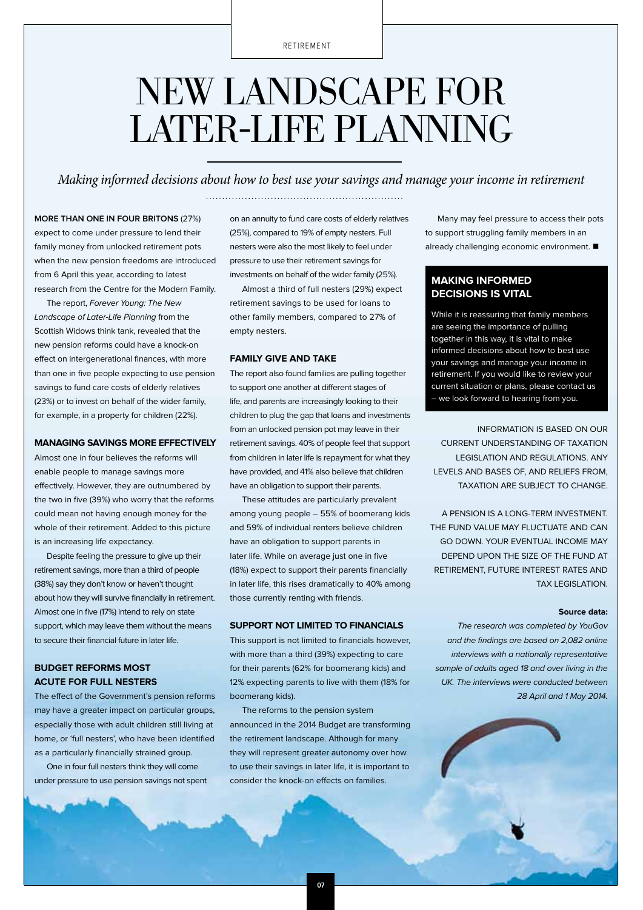RETIREMENT

# NEW LANDSCAPE FOR LATER-LIFE PLANNING

*Making informed decisions about how to best use your savings and manage your income in retirement*

**MORE THAN ONE IN FOUR BRITONS** (27%) expect to come under pressure to lend their family money from unlocked retirement pots when the new pension freedoms are introduced from 6 April this year, according to latest research from the Centre for the Modern Family.

The report, *Forever Young: The New Landscape of Later-Life Planning* from the Scottish Widows think tank, revealed that the new pension reforms could have a knock-on effect on intergenerational finances, with more than one in five people expecting to use pension savings to fund care costs of elderly relatives (23%) or to invest on behalf of the wider family, for example, in a property for children (22%).

## MANAGING SAVINGS MORE EFFECTIVELY

Almost one in four believes the reforms will enable people to manage savings more effectively. However, they are outnumbered by the two in five (39%) who worry that the reforms could mean not having enough money for the whole of their retirement. Added to this picture is an increasing life expectancy.

Despite feeling the pressure to give up their retirement savings, more than a third of people (38%) say they don't know or haven't thought about how they will survive financially in retirement. Almost one in five (17%) intend to rely on state support, which may leave them without the means to secure their financial future in later life.

## BUDGET REFORMS MOST ACUTE FOR FULL NESTERS

The effect of the Government's pension reforms may have a greater impact on particular groups, especially those with adult children still living at home, or 'full nesters', who have been identified as a particularly financially strained group.

One in four full nesters think they will come under pressure to use pension savings not spent on an annuity to fund care costs of elderly relatives (25%), compared to 19% of empty nesters. Full nesters were also the most likely to feel under pressure to use their retirement savings for investments on behalf of the wider family (25%).

Almost a third of full nesters (29%) expect retirement savings to be used for loans to other family members, compared to 27% of empty nesters.

## FAMILY GIVE AND TAKE

The report also found families are pulling together to support one another at different stages of life, and parents are increasingly looking to their children to plug the gap that loans and investments from an unlocked pension pot may leave in their retirement savings. 40% of people feel that support from children in later life is repayment for what they have provided, and 41% also believe that children have an obligation to support their parents.

These attitudes are particularly prevalent among young people – 55% of boomerang kids and 59% of individual renters believe children have an obligation to support parents in later life. While on average just one in five (18%) expect to support their parents financially in later life, this rises dramatically to 40% among those currently renting with friends.

## SUPPORT NOT LIMITED TO FINANCIALS

This support is not limited to financials however, with more than a third (39%) expecting to care for their parents (62% for boomerang kids) and 12% expecting parents to live with them (18% for boomerang kids).

The reforms to the pension system announced in the 2014 Budget are transforming the retirement landscape. Although for many they will represent greater autonomy over how to use their savings in later life, it is important to consider the knock-on effects on families.

Many may feel pressure to access their pots to support struggling family members in an already challenging economic environment. ■

## MAKING INFORMED DECISIONS IS VITAL

While it is reassuring that family members are seeing the importance of pulling together in this way, it is vital to make informed decisions about how to best use your savings and manage your income in retirement. If you would like to review your current situation or plans, please contact us – we look forward to hearing from you.

INFORMATION IS BASED ON OUR CURRENT UNDERSTANDING OF TAXATION LEGISLATION AND REGULATIONS. ANY LEVELS AND BASES OF, AND RELIEFS FROM, TAXATION ARE SUBJECT TO CHANGE.

A PENSION IS A LONG-TERM INVESTMENT. THE FUND VALUE MAY FLUCTUATE AND CAN GO DOWN. YOUR EVENTUAL INCOME MAY DEPEND UPON THE SIZE OF THE FUND AT RETIREMENT, FUTURE INTEREST RATES AND TAX LEGISLATION.

**Source data:**

*The research was completed by YouGov and the findings are based on 2,082 online interviews with a nationally representative sample of adults aged 18 and over living in the UK. The interviews were conducted between 28 April and 1 May 2014.*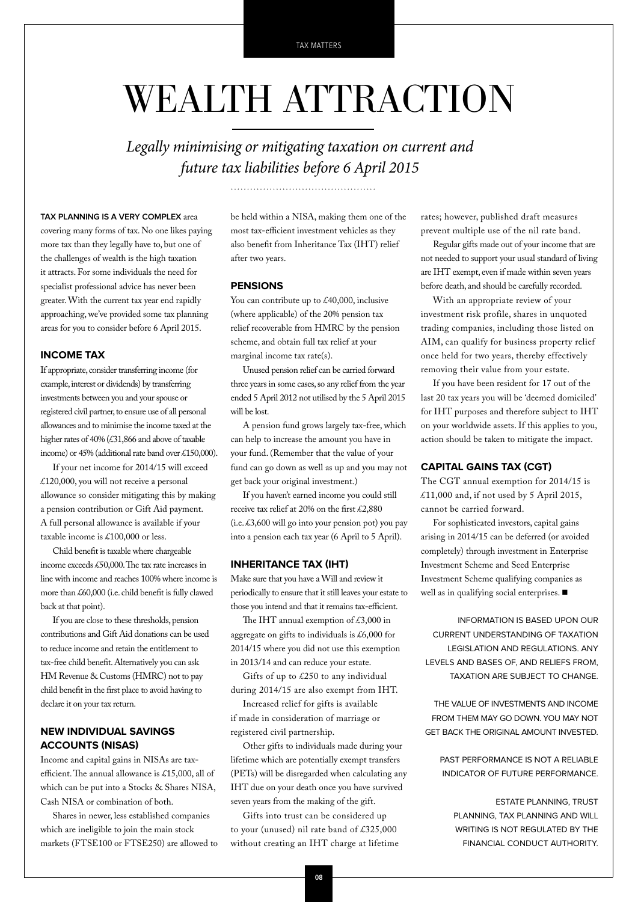# WEALTH ATTRACTION

*Legally minimising or mitigating taxation on current and future tax liabilities before 6 April 2015*

**TAX PLANNING IS A VERY COMPLEX** area covering many forms of tax. No one likes paying more tax than they legally have to, but one of the challenges of wealth is the high taxation it attracts. For some individuals the need for specialist professional advice has never been greater. With the current tax year end rapidly approaching, we've provided some tax planning areas for you to consider before 6 April 2015.

## INCOME TAX

If appropriate, consider transferring income (for example, interest or dividends) by transferring investments between you and your spouse or registered civil partner, to ensure use of all personal allowances and to minimise the income taxed at the higher rates of 40% (£31,866 and above of taxable income) or 45% (additional rate band over £150,000).

If your net income for 2014/15 will exceed £120,000, you will not receive a personal allowance so consider mitigating this by making a pension contribution or Gift Aid payment. A full personal allowance is available if your taxable income is £100,000 or less.

Child benefit is taxable where chargeable income exceeds £50,000. The tax rate increases in line with income and reaches 100% where income is more than £60,000 (i.e. child benefit is fully clawed back at that point).

If you are close to these thresholds, pension contributions and Gift Aid donations can be used to reduce income and retain the entitlement to tax-free child benefit. Alternatively you can ask HM Revenue & Customs (HMRC) not to pay child benefit in the first place to avoid having to declare it on your tax return.

## NEW INDIVIDUAL SAVINGS ACCOUNTS (NISAS)

Income and capital gains in NISAs are tax-efficient. The annual allowance is £15,000, all of which can be put into a Stocks & Shares NISA, Cash NISA or combination of both.

Shares in newer, less established companies which are ineligible to join the main stock markets (FTSE100 or FTSE250) are allowed to be held within a NISA, making them one of the most tax-efficient investment vehicles as they also benefit from Inheritance Tax (IHT) relief after two years.

## PENSIONS

You can contribute up to £40,000, inclusive (where applicable) of the 20% pension tax relief recoverable from HMRC by the pension scheme, and obtain full tax relief at your marginal income tax rate(s).

Unused pension relief can be carried forward three years in some cases, so any relief from the year ended 5 April 2012 not utilised by the 5 April 2015 will be lost.

A pension fund grows largely tax-free, which can help to increase the amount you have in your fund. (Remember that the value of your fund can go down as well as up and you may not get back your original investment.)

If you haven't earned income you could still receive tax relief at 20% on the first £2,880 (i.e. £3,600 will go into your pension pot) you pay into a pension each tax year (6 April to 5 April).

## INHERITANCE TAX (IHT)

Make sure that you have a Will and review it periodically to ensure that it still leaves your estate to those you intend and that it remains tax-efficient.

The IHT annual exemption of £3,000 in aggregate on gifts to individuals is £6,000 for 2014/15 where you did not use this exemption in 2013/14 and can reduce your estate.

Gifts of up to £250 to any individual during 2014/15 are also exempt from IHT.

Increased relief for gifts is available if made in consideration of marriage or registered civil partnership.

Other gifts to individuals made during your lifetime which are potentially exempt transfers (PETs) will be disregarded when calculating any IHT due on your death once you have survived seven years from the making of the gift.

Gifts into trust can be considered up to your (unused) nil rate band of £325,000 without creating an IHT charge at lifetime rates; however, published draft measures prevent multiple use of the nil rate band.

Regular gifts made out of your income that are not needed to support your usual standard of living are IHT exempt, even if made within seven years before death, and should be carefully recorded.

With an appropriate review of your investment risk profile, shares in unquoted trading companies, including those listed on AIM, can qualify for business property relief once held for two years, thereby effectively removing their value from your estate.

If you have been resident for 17 out of the last 20 tax years you will be 'deemed domiciled' for IHT purposes and therefore subject to IHT on your worldwide assets. If this applies to you, action should be taken to mitigate the impact.

## CAPITAL GAINS TAX (CGT)

The CGT annual exemption for 2014/15 is £11,000 and, if not used by 5 April 2015, cannot be carried forward.

For sophisticated investors, capital gains arising in 2014/15 can be deferred (or avoided completely) through investment in Enterprise Investment Scheme and Seed Enterprise Investment Scheme qualifying companies as well as in qualifying social enterprises. ■

INFORMATION IS BASED UPON OUR CURRENT UNDERSTANDING OF TAXATION LEGISLATION AND REGULATIONS. ANY LEVELS AND BASES OF, AND RELIEFS FROM, TAXATION ARE SUBJECT TO CHANGE.

THE VALUE OF INVESTMENTS AND INCOME FROM THEM MAY GO DOWN. YOU MAY NOT GET BACK THE ORIGINAL AMOUNT INVESTED.

PAST PERFORMANCE IS NOT A RELIABLE INDICATOR OF FUTURE PERFORMANCE.

ESTATE PLANNING, TRUST PLANNING, TAX PLANNING AND WILL WRITING IS NOT REGULATED BY THE FINANCIAL CONDUCT AUTHORITY.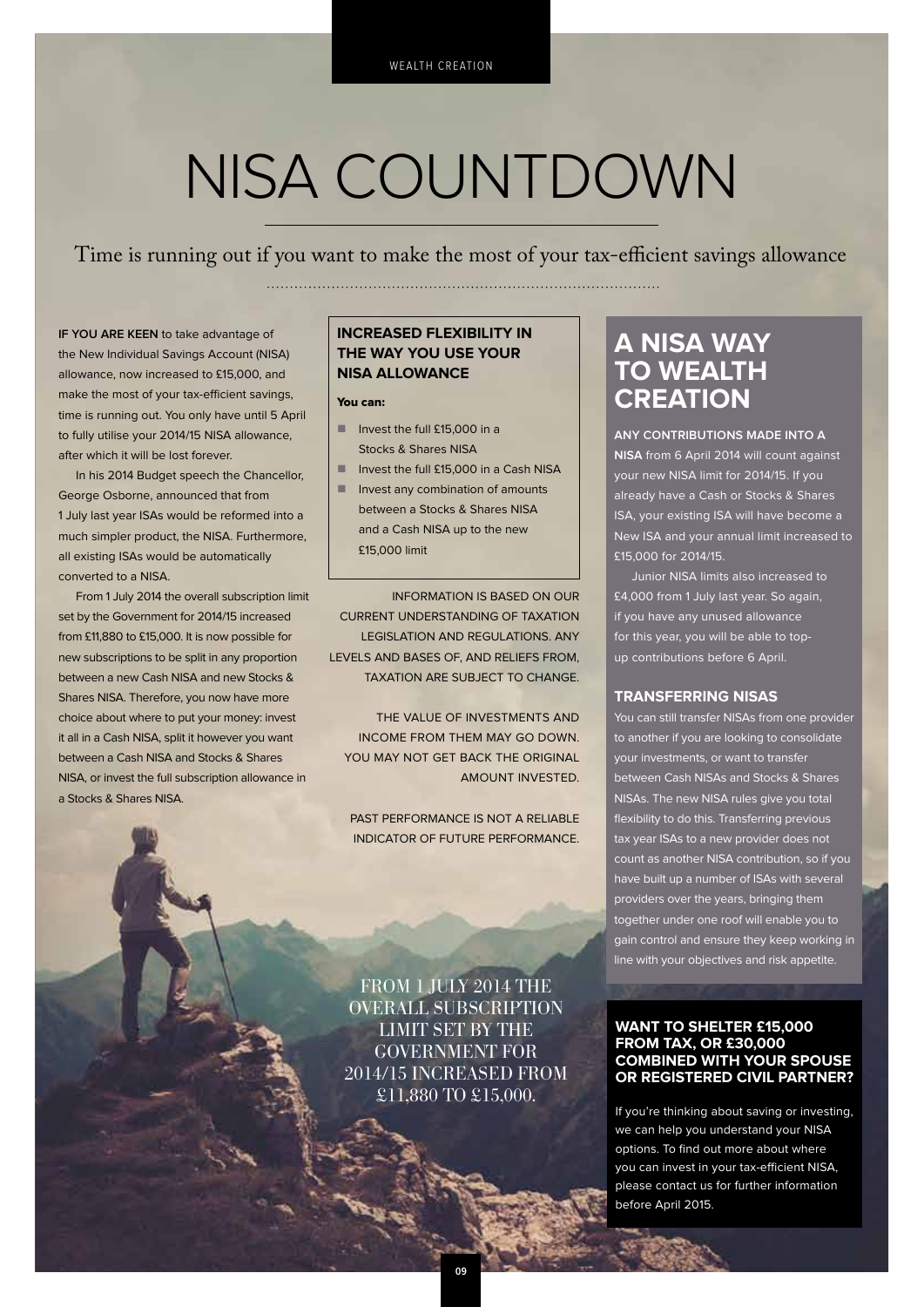WEALTH CREATION

# NISA COUNTDOWN

Time is running out if you want to make the most of your tax-efficient savings allowance

**IF YOU ARE KEEN** to take advantage of the New Individual Savings Account (NISA) allowance, now increased to £15,000, and make the most of your tax-efficient savings, time is running out. You only have until 5 April to fully utilise your 2014/15 NISA allowance, after which it will be lost forever.

In his 2014 Budget speech the Chancellor, George Osborne, announced that from 1 July last year ISAs would be reformed into a much simpler product, the NISA. Furthermore, all existing ISAs would be automatically converted to a NISA.

From 1 July 2014 the overall subscription limit set by the Government for 2014/15 increased from £11,880 to £15,000. It is now possible for new subscriptions to be split in any proportion between a new Cash NISA and new Stocks & Shares NISA. Therefore, you now have more choice about where to put your money: invest it all in a Cash NISA, split it however you want between a Cash NISA and Stocks & Shares NISA, or invest the full subscription allowance in a Stocks & Shares NISA.

### INCREASED FLEXIBILITY IN THE WAY YOU USE YOUR NISA ALLOWANCE

**You can:**

- Invest the full £15,000 in a Stocks & Shares NISA
- Invest the full £15,000 in a Cash NISA
- Invest any combination of amounts between a Stocks & Shares NISA and a Cash NISA up to the new £15,000 limit

INFORMATION IS BASED ON OUR CURRENT UNDERSTANDING OF TAXATION LEGISLATION AND REGULATIONS. ANY LEVELS AND BASES OF, AND RELIEFS FROM, TAXATION ARE SUBJECT TO CHANGE.

THE VALUE OF INVESTMENTS AND INCOME FROM THEM MAY GO DOWN. YOU MAY NOT GET BACK THE ORIGINAL AMOUNT INVESTED.

PAST PERFORMANCE IS NOT A RELIABLE INDICATOR OF FUTURE PERFORMANCE.

FROM 1 JULY 2014 THE OVERALL SUBSCRIPTION LIMIT SET BY THE GOVERNMENT FOR 2014/15 INCREASED FROM £11,880 TO £15,000.

## A NISA WAY TO WEALTH CREATION

**ANY CONTRIBUTIONS MADE INTO A NISA** from 6 April 2014 will count against your new NISA limit for 2014/15. If you already have a Cash or Stocks & Shares ISA, your existing ISA will have become a New ISA and your annual limit increased to £15,000 for 2014/15.

Junior NISA limits also increased to £4,000 from 1 July last year. So again, if you have any unused allowance for this year, you will be able to top-up contributions before 6 April.

### TRANSFERRING NISAS

You can still transfer NISAs from one provider to another if you are looking to consolidate your investments, or want to transfer between Cash NISAs and Stocks & Shares NISAs. The new NISA rules give you total flexibility to do this. Transferring previous tax year ISAs to a new provider does not count as another NISA contribution, so if you have built up a number of ISAs with several providers over the years, bringing them together under one roof will enable you to gain control and ensure they keep working in line with your objectives and risk appetite.

### WANT TO SHELTER £15,000 FROM TAX, OR £30,000 COMBINED WITH YOUR SPOUSE OR REGISTERED CIVIL PARTNER?

If you're thinking about saving or investing, we can help you understand your NISA options. To find out more about where you can invest in your tax-efficient NISA, please contact us for further information before April 2015.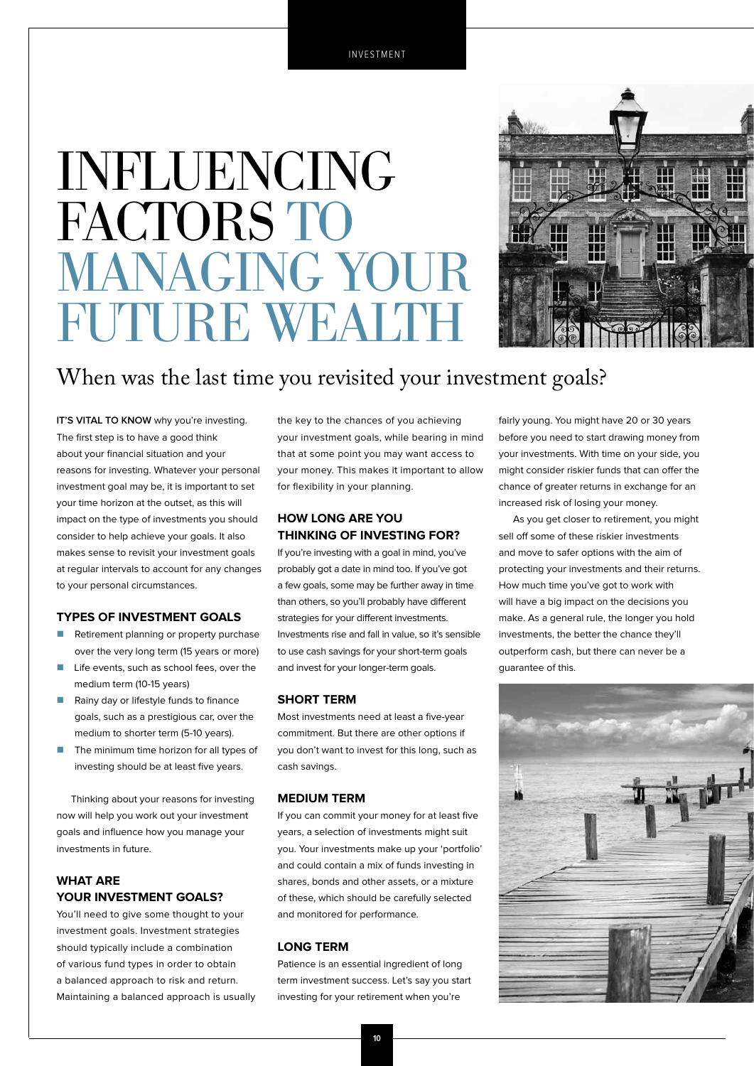# INFLUENCING FACTORS TO MANAGING YOUR FUTURE WEALTH

## When was the last time you revisited your investment goals?

**IT'S VITAL TO KNOW** why you're investing. The first step is to have a good think about your financial situation and your reasons for investing. Whatever your personal investment goal may be, it is important to set your time horizon at the outset, as this will impact on the type of investments you should consider to help achieve your goals. It also makes sense to revisit your investment goals at regular intervals to account for any changes to your personal circumstances.

### TYPES OF INVESTMENT GOALS

- Retirement planning or property purchase over the very long term (15 years or more)
- Life events, such as school fees, over the medium term (10-15 years)
- Rainy day or lifestyle funds to finance goals, such as a prestigious car, over the medium to shorter term (5-10 years).
- The minimum time horizon for all types of investing should be at least five years.

Thinking about your reasons for investing now will help you work out your investment goals and influence how you manage your investments in future.

### WHAT ARE YOUR INVESTMENT GOALS?

You'll need to give some thought to your investment goals. Investment strategies should typically include a combination of various fund types in order to obtain a balanced approach to risk and return. Maintaining a balanced approach is usually the key to the chances of you achieving your investment goals, while bearing in mind that at some point you may want access to your money. This makes it important to allow for flexibility in your planning.

### HOW LONG ARE YOU THINKING OF INVESTING FOR?

If you're investing with a goal in mind, you've probably got a date in mind too. If you've got a few goals, some may be further away in time than others, so you'll probably have different strategies for your different investments. Investments rise and fall in value, so it's sensible to use cash savings for your short-term goals and invest for your longer-term goals.

### SHORT TERM

Most investments need at least a five-year commitment. But there are other options if you don't want to invest for this long, such as cash savings.

### MEDIUM TERM

If you can commit your money for at least five years, a selection of investments might suit you. Your investments make up your 'portfolio' and could contain a mix of funds investing in shares, bonds and other assets, or a mixture of these, which should be carefully selected and monitored for performance.

### LONG TERM

Patience is an essential ingredient of long term investment success. Let's say you start investing for your retirement when you're fairly young. You might have 20 or 30 years before you need to start drawing money from your investments. With time on your side, you might consider riskier funds that can offer the chance of greater returns in exchange for an increased risk of losing your money.

As you get closer to retirement, you might sell off some of these riskier investments and move to safer options with the aim of protecting your investments and their returns. How much time you've got to work with will have a big impact on the decisions you make. As a general rule, the longer you hold investments, the better the chance they'll outperform cash, but there can never be a guarantee of this.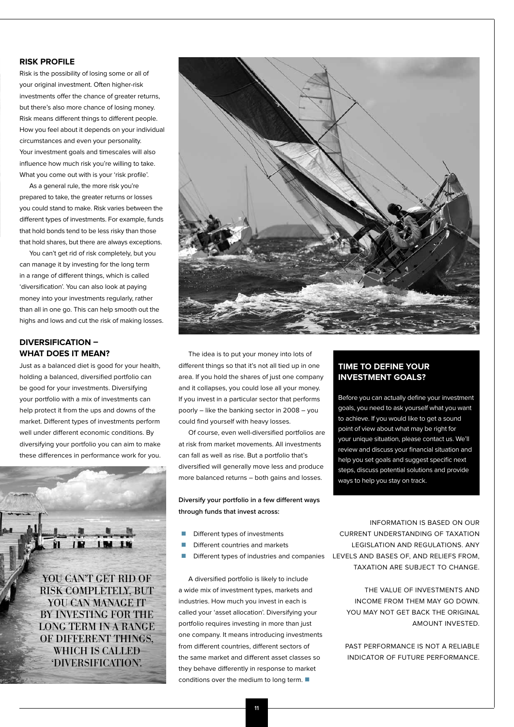## RISK PROFILE

Risk is the possibility of losing some or all of your original investment. Often higher-risk investments offer the chance of greater returns, but there's also more chance of losing money. Risk means different things to different people. How you feel about it depends on your individual circumstances and even your personality. Your investment goals and timescales will also influence how much risk you're willing to take. What you come out with is your 'risk profile'.

As a general rule, the more risk you're prepared to take, the greater returns or losses you could stand to make. Risk varies between the different types of investments. For example, funds that hold bonds tend to be less risky than those that hold shares, but there are always exceptions.

You can't get rid of risk completely, but you can manage it by investing for the long term in a range of different things, which is called 'diversification'. You can also look at paying money into your investments regularly, rather than all in one go. This can help smooth out the highs and lows and cut the risk of making losses.

## DIVERSIFICATION – WHAT DOES IT MEAN?

Just as a balanced diet is good for your health, holding a balanced, diversified portfolio can be good for your investments. Diversifying your portfolio with a mix of investments can help protect it from the ups and downs of the market. Different types of investments perform well under different economic conditions. By diversifying your portfolio you can aim to make these differences in performance work for you.

YOU CAN'T GET RID OF RISK COMPLETELY, BUT YOU CAN MANAGE IT BY INVESTING FOR THE LONG TERM IN A RANGE OF DIFFERENT THINGS, WHICH IS CALLED 'DIVERSIFICATION'.

The idea is to put your money into lots of different things so that it's not all tied up in one area. If you hold the shares of just one company and it collapses, you could lose all your money. If you invest in a particular sector that performs poorly – like the banking sector in 2008 – you could find yourself with heavy losses.

Of course, even well-diversified portfolios are at risk from market movements. All investments can fall as well as rise. But a portfolio that's diversified will generally move less and produce more balanced returns – both gains and losses.

**Diversify your portfolio in a few different ways through funds that invest across:**

- Different types of investments
- Different countries and markets
- Different types of industries and companies

A diversified portfolio is likely to include a wide mix of investment types, markets and industries. How much you invest in each is called your 'asset allocation'. Diversifying your portfolio requires investing in more than just one company. It means introducing investments from different countries, different sectors of the same market and different asset classes so they behave differently in response to market conditions over the medium to long term.

### TIME TO DEFINE YOUR INVESTMENT GOALS?

Before you can actually define your investment goals, you need to ask yourself what you want to achieve. If you would like to get a sound point of view about what may be right for your unique situation, please contact us. We'll review and discuss your financial situation and help you set goals and suggest specific next steps, discuss potential solutions and provide ways to help you stay on track.

INFORMATION IS BASED ON OUR CURRENT UNDERSTANDING OF TAXATION LEGISLATION AND REGULATIONS. ANY LEVELS AND BASES OF, AND RELIEFS FROM, TAXATION ARE SUBJECT TO CHANGE.

THE VALUE OF INVESTMENTS AND INCOME FROM THEM MAY GO DOWN. YOU MAY NOT GET BACK THE ORIGINAL AMOUNT INVESTED.

PAST PERFORMANCE IS NOT A RELIABLE INDICATOR OF FUTURE PERFORMANCE.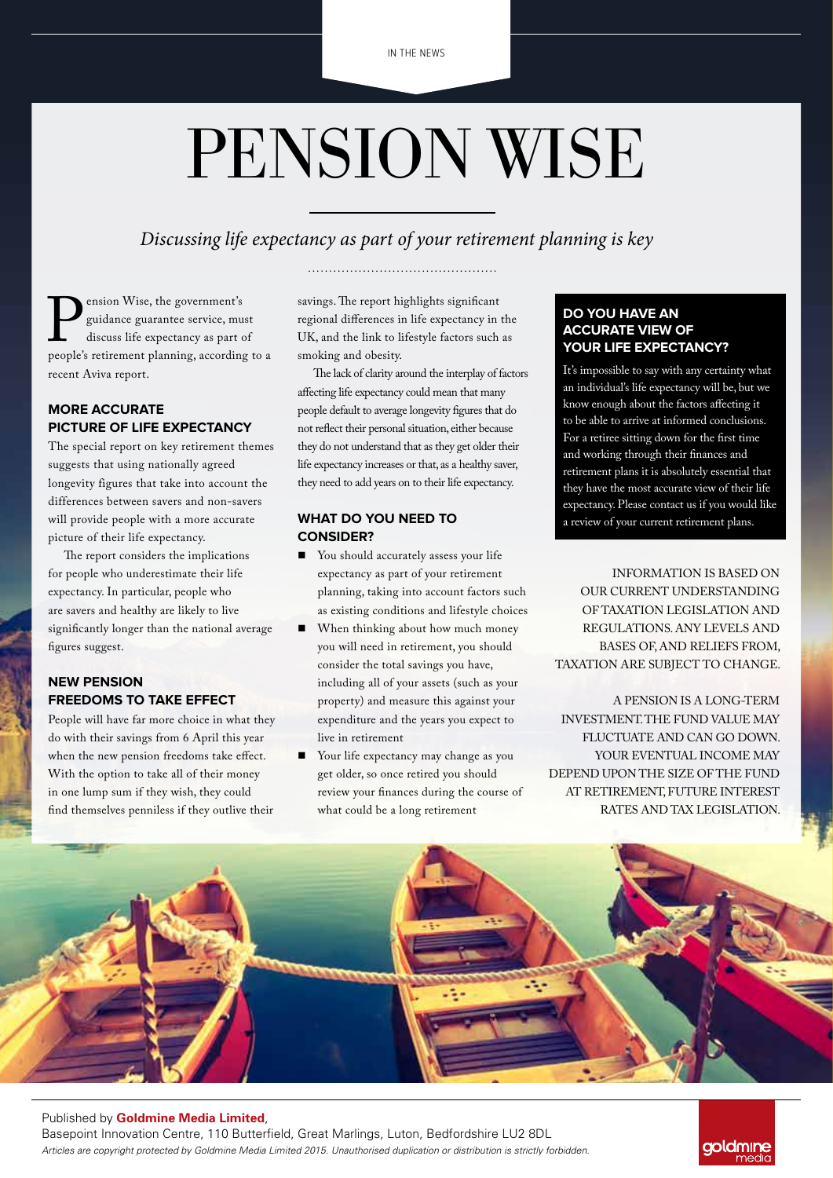IN THE NEWS

# PENSION WISE

*Discussing life expectancy as part of your retirement planning is key*

Pension Wise, the government's guidance guarantee service, must discuss life expectancy as part of people's retirement planning, according to a recent Aviva report.

## MORE ACCURATE PICTURE OF LIFE EXPECTANCY

The special report on key retirement themes suggests that using nationally agreed longevity figures that take into account the differences between savers and non-savers will provide people with a more accurate picture of their life expectancy.

The report considers the implications for people who underestimate their life expectancy. In particular, people who are savers and healthy are likely to live significantly longer than the national average figures suggest.

## NEW PENSION FREEDOMS TO TAKE EFFECT

People will have far more choice in what they do with their savings from 6 April this year when the new pension freedoms take effect. With the option to take all of their money in one lump sum if they wish, they could find themselves penniless if they outlive their savings. The report highlights significant regional differences in life expectancy in the UK, and the link to lifestyle factors such as smoking and obesity.

The lack of clarity around the interplay of factors affecting life expectancy could mean that many people default to average longevity figures that do not reflect their personal situation, either because they do not understand that as they get older their life expectancy increases or that, as a healthy saver, they need to add years on to their life expectancy.

## WHAT DO YOU NEED TO CONSIDER?

- You should accurately assess your life expectancy as part of your retirement planning, taking into account factors such as existing conditions and lifestyle choices
- When thinking about how much money you will need in retirement, you should consider the total savings you have, including all of your assets (such as your property) and measure this against your expenditure and the years you expect to live in retirement
- Your life expectancy may change as you get older, so once retired you should review your finances during the course of what could be a long retirement

## DO YOU HAVE AN ACCURATE VIEW OF YOUR LIFE EXPECTANCY?

It's impossible to say with any certainty what an individual's life expectancy will be, but we know enough about the factors affecting it to be able to arrive at informed conclusions. For a retiree sitting down for the first time and working through their finances and retirement plans it is absolutely essential that they have the most accurate view of their life expectancy. Please contact us if you would like a review of your current retirement plans.

INFORMATION IS BASED ON OUR CURRENT UNDERSTANDING OF TAXATION LEGISLATION AND REGULATIONS. ANY LEVELS AND BASES OF, AND RELIEFS FROM, TAXATION ARE SUBJECT TO CHANGE.

A PENSION IS A LONG-TERM INVESTMENT. THE FUND VALUE MAY FLUCTUATE AND CAN GO DOWN. YOUR EVENTUAL INCOME MAY DEPEND UPON THE SIZE OF THE FUND AT RETIREMENT, FUTURE INTEREST RATES AND TAX LEGISLATION.

Published by **Goldmine Media Limited**,
Basepoint Innovation Centre, 110 Butterfield, Great Marlings, Luton, Bedfordshire LU2 8DL
*Articles are copyright protected by Goldmine Media Limited 2015. Unauthorised duplication or distribution is strictly forbidden.*

goldmine media